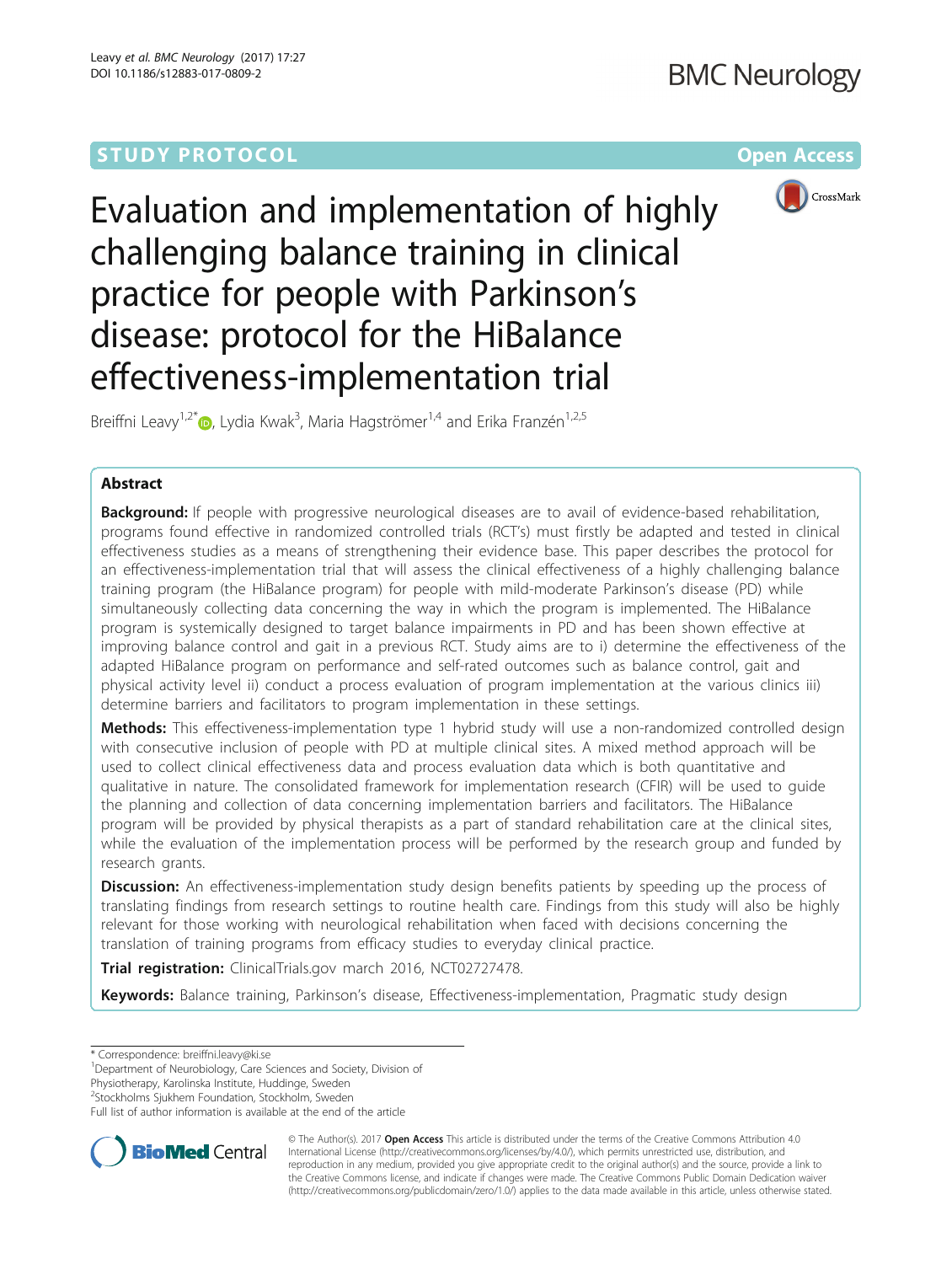STUDY PROTOCOL Open Access

# Evaluation and implementation of highly challenging balance training in clinical practice for people with Parkinson's disease: protocol for the HiBalance effectiveness-implementation trial

Breiffni Leavy[1,2*], Lydia Kwak[3], Maria Hagströmer[1,4] and Erika Franzén[1,2,5]

## Abstract

**Background:** If people with progressive neurological diseases are to avail of evidence-based rehabilitation, programs found effective in randomized controlled trials (RCT's) must firstly be adapted and tested in clinical effectiveness studies as a means of strengthening their evidence base. This paper describes the protocol for an effectiveness-implementation trial that will assess the clinical effectiveness of a highly challenging balance training program (the HiBalance program) for people with mild-moderate Parkinson's disease (PD) while simultaneously collecting data concerning the way in which the program is implemented. The HiBalance program is systemically designed to target balance impairments in PD and has been shown effective at improving balance control and gait in a previous RCT. Study aims are to i) determine the effectiveness of the adapted HiBalance program on performance and self-rated outcomes such as balance control, gait and physical activity level ii) conduct a process evaluation of program implementation at the various clinics iii) determine barriers and facilitators to program implementation in these settings.

**Methods:** This effectiveness-implementation type 1 hybrid study will use a non-randomized controlled design with consecutive inclusion of people with PD at multiple clinical sites. A mixed method approach will be used to collect clinical effectiveness data and process evaluation data which is both quantitative and qualitative in nature. The consolidated framework for implementation research (CFIR) will be used to guide the planning and collection of data concerning implementation barriers and facilitators. The HiBalance program will be provided by physical therapists as a part of standard rehabilitation care at the clinical sites, while the evaluation of the implementation process will be performed by the research group and funded by research grants.

**Discussion:** An effectiveness-implementation study design benefits patients by speeding up the process of translating findings from research settings to routine health care. Findings from this study will also be highly relevant for those working with neurological rehabilitation when faced with decisions concerning the translation of training programs from efficacy studies to everyday clinical practice.

**Trial registration:** ClinicalTrials.gov march 2016, NCT02727478.

**Keywords:** Balance training, Parkinson's disease, Effectiveness-implementation, Pragmatic study design

---

\* Correspondence: breiffni.leavy@ki.se
[1]Department of Neurobiology, Care Sciences and Society, Division of Physiotherapy, Karolinska Institute, Huddinge, Sweden
[2]Stockholms Sjukhem Foundation, Stockholm, Sweden
Full list of author information is available at the end of the article

© The Author(s). 2017 **Open Access** This article is distributed under the terms of the Creative Commons Attribution 4.0 International License (http://creativecommons.org/licenses/by/4.0/), which permits unrestricted use, distribution, and reproduction in any medium, provided you give appropriate credit to the original author(s) and the source, provide a link to the Creative Commons license, and indicate if changes were made. The Creative Commons Public Domain Dedication waiver (http://creativecommons.org/publicdomain/zero/1.0/) applies to the data made available in this article, unless otherwise stated.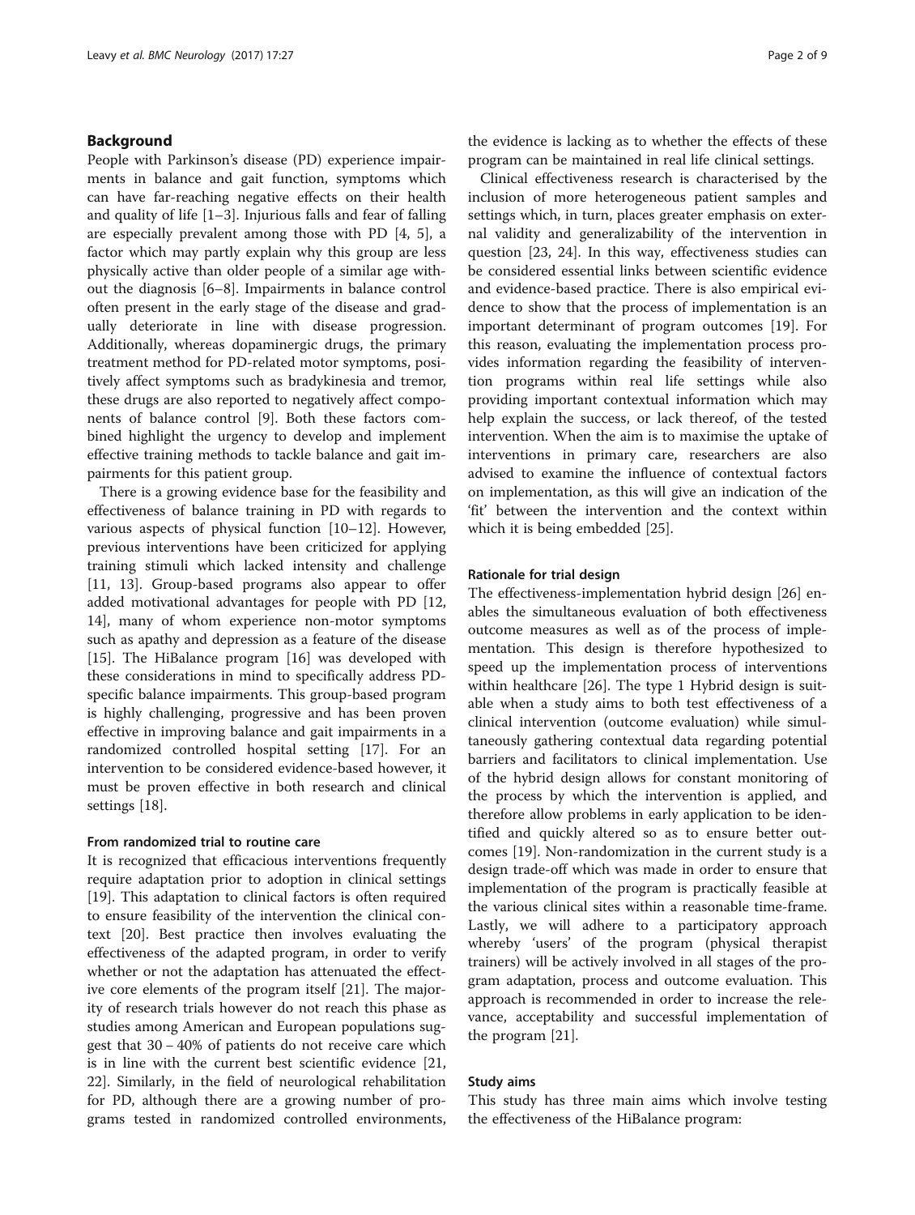## Background

People with Parkinson's disease (PD) experience impairments in balance and gait function, symptoms which can have far-reaching negative effects on their health and quality of life [1–3]. Injurious falls and fear of falling are especially prevalent among those with PD [4, 5], a factor which may partly explain why this group are less physically active than older people of a similar age without the diagnosis [6–8]. Impairments in balance control often present in the early stage of the disease and gradually deteriorate in line with disease progression. Additionally, whereas dopaminergic drugs, the primary treatment method for PD-related motor symptoms, positively affect symptoms such as bradykinesia and tremor, these drugs are also reported to negatively affect components of balance control [9]. Both these factors combined highlight the urgency to develop and implement effective training methods to tackle balance and gait impairments for this patient group.

There is a growing evidence base for the feasibility and effectiveness of balance training in PD with regards to various aspects of physical function [10–12]. However, previous interventions have been criticized for applying training stimuli which lacked intensity and challenge [11, 13]. Group-based programs also appear to offer added motivational advantages for people with PD [12, 14], many of whom experience non-motor symptoms such as apathy and depression as a feature of the disease [15]. The HiBalance program [16] was developed with these considerations in mind to specifically address PD-specific balance impairments. This group-based program is highly challenging, progressive and has been proven effective in improving balance and gait impairments in a randomized controlled hospital setting [17]. For an intervention to be considered evidence-based however, it must be proven effective in both research and clinical settings [18].

### From randomized trial to routine care

It is recognized that efficacious interventions frequently require adaptation prior to adoption in clinical settings [19]. This adaptation to clinical factors is often required to ensure feasibility of the intervention the clinical context [20]. Best practice then involves evaluating the effectiveness of the adapted program, in order to verify whether or not the adaptation has attenuated the effective core elements of the program itself [21]. The majority of research trials however do not reach this phase as studies among American and European populations suggest that 30 – 40% of patients do not receive care which is in line with the current best scientific evidence [21, 22]. Similarly, in the field of neurological rehabilitation for PD, although there are a growing number of programs tested in randomized controlled environments, the evidence is lacking as to whether the effects of these program can be maintained in real life clinical settings.

Clinical effectiveness research is characterised by the inclusion of more heterogeneous patient samples and settings which, in turn, places greater emphasis on external validity and generalizability of the intervention in question [23, 24]. In this way, effectiveness studies can be considered essential links between scientific evidence and evidence-based practice. There is also empirical evidence to show that the process of implementation is an important determinant of program outcomes [19]. For this reason, evaluating the implementation process provides information regarding the feasibility of intervention programs within real life settings while also providing important contextual information which may help explain the success, or lack thereof, of the tested intervention. When the aim is to maximise the uptake of interventions in primary care, researchers are also advised to examine the influence of contextual factors on implementation, as this will give an indication of the 'fit' between the intervention and the context within which it is being embedded [25].

### Rationale for trial design

The effectiveness-implementation hybrid design [26] enables the simultaneous evaluation of both effectiveness outcome measures as well as of the process of implementation. This design is therefore hypothesized to speed up the implementation process of interventions within healthcare [26]. The type 1 Hybrid design is suitable when a study aims to both test effectiveness of a clinical intervention (outcome evaluation) while simultaneously gathering contextual data regarding potential barriers and facilitators to clinical implementation. Use of the hybrid design allows for constant monitoring of the process by which the intervention is applied, and therefore allow problems in early application to be identified and quickly altered so as to ensure better outcomes [19]. Non-randomization in the current study is a design trade-off which was made in order to ensure that implementation of the program is practically feasible at the various clinical sites within a reasonable time-frame. Lastly, we will adhere to a participatory approach whereby 'users' of the program (physical therapist trainers) will be actively involved in all stages of the program adaptation, process and outcome evaluation. This approach is recommended in order to increase the relevance, acceptability and successful implementation of the program [21].

### Study aims

This study has three main aims which involve testing the effectiveness of the HiBalance program: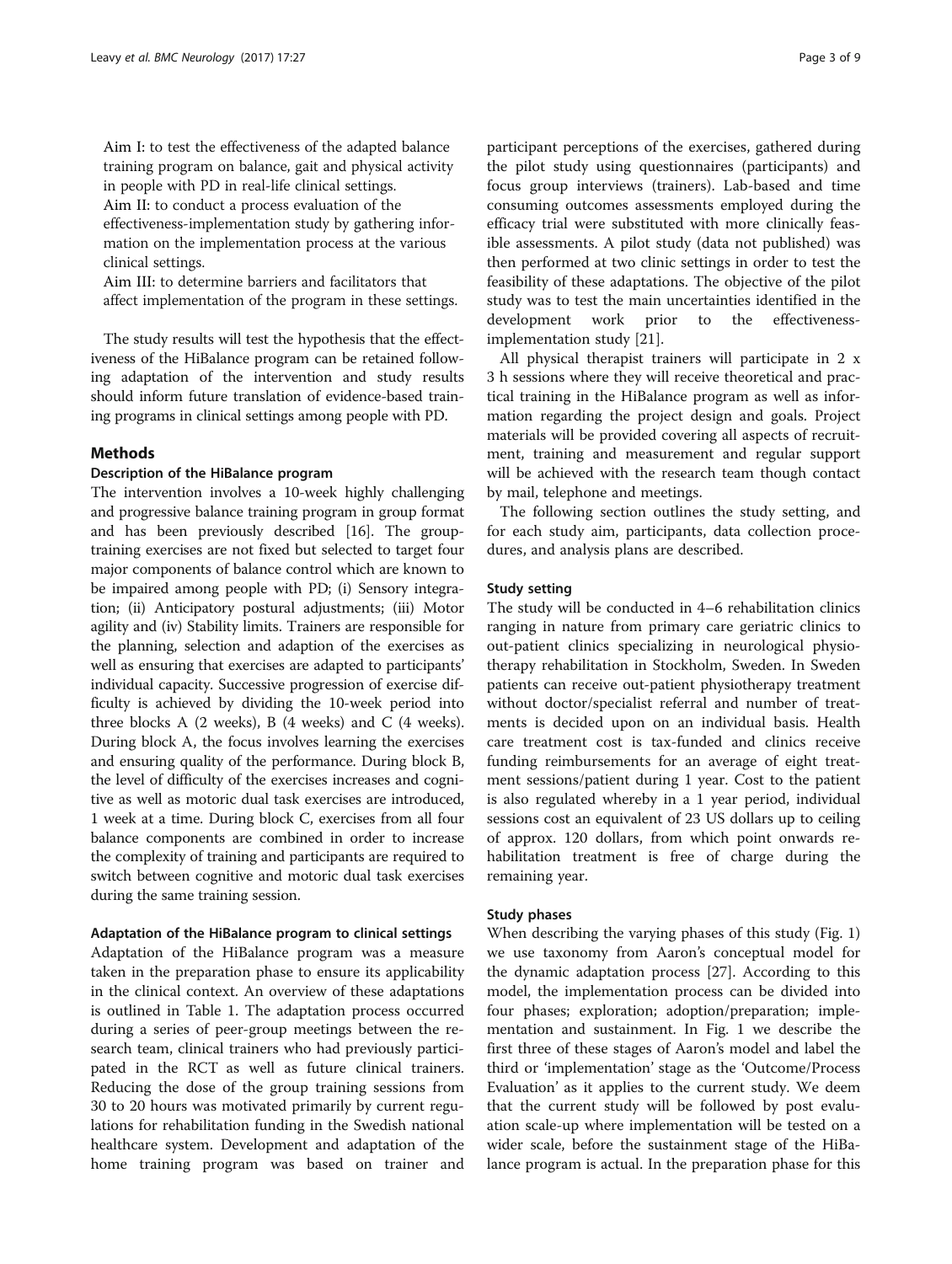Aim I: to test the effectiveness of the adapted balance training program on balance, gait and physical activity in people with PD in real-life clinical settings.

Aim II: to conduct a process evaluation of the effectiveness-implementation study by gathering information on the implementation process at the various clinical settings.

Aim III: to determine barriers and facilitators that affect implementation of the program in these settings.

The study results will test the hypothesis that the effectiveness of the HiBalance program can be retained following adaptation of the intervention and study results should inform future translation of evidence-based training programs in clinical settings among people with PD.

## Methods

### Description of the HiBalance program

The intervention involves a 10-week highly challenging and progressive balance training program in group format and has been previously described [16]. The group-training exercises are not fixed but selected to target four major components of balance control which are known to be impaired among people with PD; (i) Sensory integration; (ii) Anticipatory postural adjustments; (iii) Motor agility and (iv) Stability limits. Trainers are responsible for the planning, selection and adaption of the exercises as well as ensuring that exercises are adapted to participants' individual capacity. Successive progression of exercise difficulty is achieved by dividing the 10-week period into three blocks A (2 weeks), B (4 weeks) and C (4 weeks). During block A, the focus involves learning the exercises and ensuring quality of the performance. During block B, the level of difficulty of the exercises increases and cognitive as well as motoric dual task exercises are introduced, 1 week at a time. During block C, exercises from all four balance components are combined in order to increase the complexity of training and participants are required to switch between cognitive and motoric dual task exercises during the same training session.

### Adaptation of the HiBalance program to clinical settings

Adaptation of the HiBalance program was a measure taken in the preparation phase to ensure its applicability in the clinical context. An overview of these adaptations is outlined in Table 1. The adaptation process occurred during a series of peer-group meetings between the research team, clinical trainers who had previously participated in the RCT as well as future clinical trainers. Reducing the dose of the group training sessions from 30 to 20 hours was motivated primarily by current regulations for rehabilitation funding in the Swedish national healthcare system. Development and adaptation of the home training program was based on trainer and participant perceptions of the exercises, gathered during the pilot study using questionnaires (participants) and focus group interviews (trainers). Lab-based and time consuming outcomes assessments employed during the efficacy trial were substituted with more clinically feasible assessments. A pilot study (data not published) was then performed at two clinic settings in order to test the feasibility of these adaptations. The objective of the pilot study was to test the main uncertainties identified in the development work prior to the effectiveness-implementation study [21].

All physical therapist trainers will participate in 2 x 3 h sessions where they will receive theoretical and practical training in the HiBalance program as well as information regarding the project design and goals. Project materials will be provided covering all aspects of recruitment, training and measurement and regular support will be achieved with the research team though contact by mail, telephone and meetings.

The following section outlines the study setting, and for each study aim, participants, data collection procedures, and analysis plans are described.

### Study setting

The study will be conducted in 4–6 rehabilitation clinics ranging in nature from primary care geriatric clinics to out-patient clinics specializing in neurological physiotherapy rehabilitation in Stockholm, Sweden. In Sweden patients can receive out-patient physiotherapy treatment without doctor/specialist referral and number of treatments is decided upon on an individual basis. Health care treatment cost is tax-funded and clinics receive funding reimbursements for an average of eight treatment sessions/patient during 1 year. Cost to the patient is also regulated whereby in a 1 year period, individual sessions cost an equivalent of 23 US dollars up to ceiling of approx. 120 dollars, from which point onwards rehabilitation treatment is free of charge during the remaining year.

### Study phases

When describing the varying phases of this study (Fig. 1) we use taxonomy from Aaron's conceptual model for the dynamic adaptation process [27]. According to this model, the implementation process can be divided into four phases; exploration; adoption/preparation; implementation and sustainment. In Fig. 1 we describe the first three of these stages of Aaron's model and label the third or 'implementation' stage as the 'Outcome/Process Evaluation' as it applies to the current study. We deem that the current study will be followed by post evaluation scale-up where implementation will be tested on a wider scale, before the sustainment stage of the HiBalance program is actual. In the preparation phase for this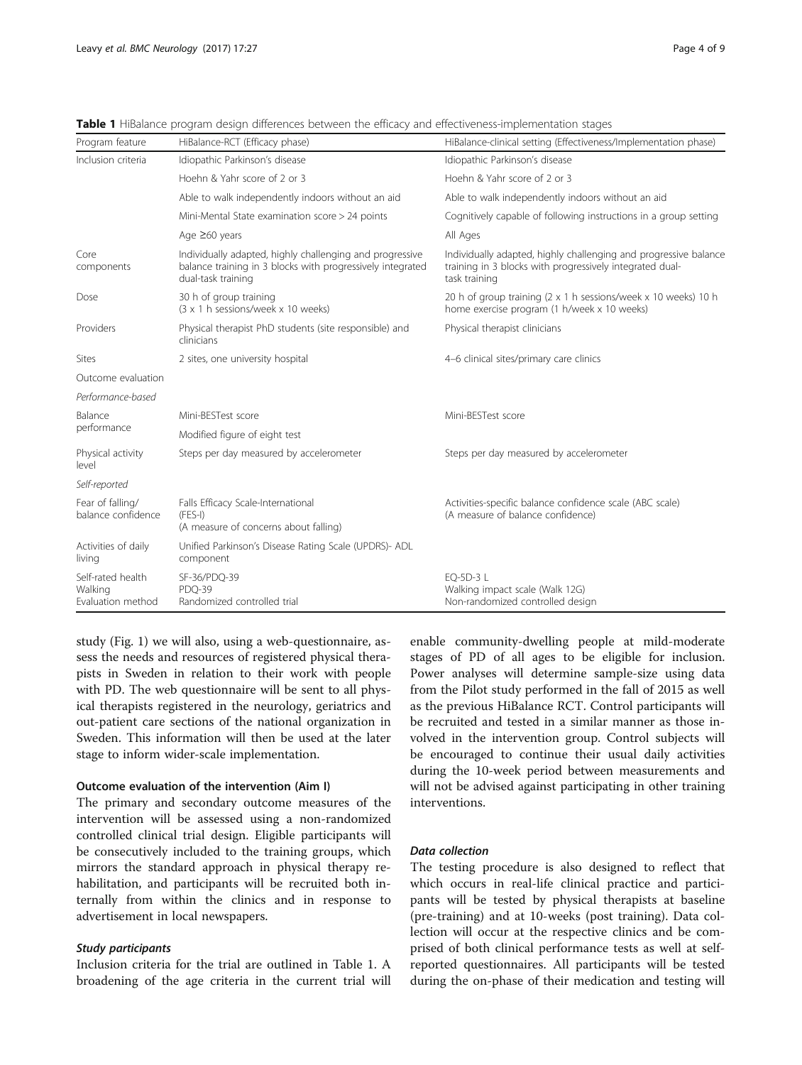**Table 1** HiBalance program design differences between the efficacy and effectiveness-implementation stages

| Program feature | HiBalance-RCT (Efficacy phase) | HiBalance-clinical setting (Effectiveness/Implementation phase) |
|---|---|---|
| Inclusion criteria | Idiopathic Parkinson's disease | Idiopathic Parkinson's disease |
| | Hoehn & Yahr score of 2 or 3 | Hoehn & Yahr score of 2 or 3 |
| | Able to walk independently indoors without an aid | Able to walk independently indoors without an aid |
| | Mini-Mental State examination score > 24 points | Cognitively capable of following instructions in a group setting |
| | Age ≥60 years | All Ages |
| Core components | Individually adapted, highly challenging and progressive balance training in 3 blocks with progressively integrated dual-task training | Individually adapted, highly challenging and progressive balance training in 3 blocks with progressively integrated dual-task training |
| Dose | 30 h of group training (3 x 1 h sessions/week x 10 weeks) | 20 h of group training (2 x 1 h sessions/week x 10 weeks) 10 h home exercise program (1 h/week x 10 weeks) |
| Providers | Physical therapist PhD students (site responsible) and clinicians | Physical therapist clinicians |
| Sites | 2 sites, one university hospital | 4–6 clinical sites/primary care clinics |
| Outcome evaluation | | |
| *Performance-based* | | |
| Balance performance | Mini-BESTest score | Mini-BESTest score |
| | Modified figure of eight test | |
| Physical activity level | Steps per day measured by accelerometer | Steps per day measured by accelerometer |
| *Self-reported* | | |
| Fear of falling/ balance confidence | Falls Efficacy Scale-International (FES-I) (A measure of concerns about falling) | Activities-specific balance confidence scale (ABC scale) (A measure of balance confidence) |
| Activities of daily living | Unified Parkinson's Disease Rating Scale (UPDRS)- ADL component | |
| Self-rated health | SF-36/PDQ-39 | EQ-5D-3 L |
| Walking | PDQ-39 | Walking impact scale (Walk 12G) |
| Evaluation method | Randomized controlled trial | Non-randomized controlled design |

study (Fig. 1) we will also, using a web-questionnaire, assess the needs and resources of registered physical therapists in Sweden in relation to their work with people with PD. The web questionnaire will be sent to all physical therapists registered in the neurology, geriatrics and out-patient care sections of the national organization in Sweden. This information will then be used at the later stage to inform wider-scale implementation.

### Outcome evaluation of the intervention (Aim I)

The primary and secondary outcome measures of the intervention will be assessed using a non-randomized controlled clinical trial design. Eligible participants will be consecutively included to the training groups, which mirrors the standard approach in physical therapy rehabilitation, and participants will be recruited both internally from within the clinics and in response to advertisement in local newspapers.

#### *Study participants*

Inclusion criteria for the trial are outlined in Table 1. A broadening of the age criteria in the current trial will enable community-dwelling people at mild-moderate stages of PD of all ages to be eligible for inclusion. Power analyses will determine sample-size using data from the Pilot study performed in the fall of 2015 as well as the previous HiBalance RCT. Control participants will be recruited and tested in a similar manner as those involved in the intervention group. Control subjects will be encouraged to continue their usual daily activities during the 10-week period between measurements and will not be advised against participating in other training interventions.

#### *Data collection*

The testing procedure is also designed to reflect that which occurs in real-life clinical practice and participants will be tested by physical therapists at baseline (pre-training) and at 10-weeks (post training). Data collection will occur at the respective clinics and be comprised of both clinical performance tests as well at self-reported questionnaires. All participants will be tested during the on-phase of their medication and testing will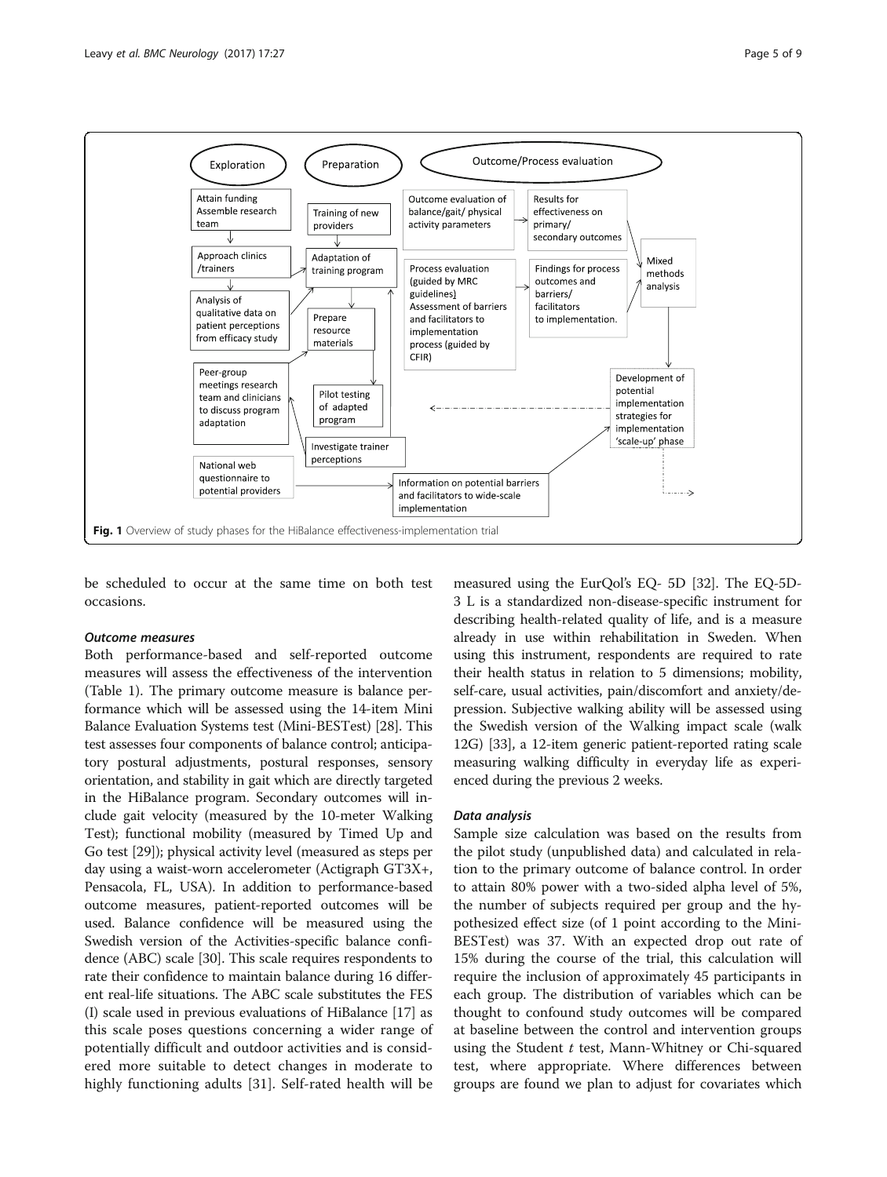Fig. 1 Overview of study phases for the HiBalance effectiveness-implementation trial

be scheduled to occur at the same time on both test occasions.

### *Outcome measures*

Both performance-based and self-reported outcome measures will assess the effectiveness of the intervention (Table 1). The primary outcome measure is balance performance which will be assessed using the 14-item Mini Balance Evaluation Systems test (Mini-BESTest) [28]. This test assesses four components of balance control; anticipatory postural adjustments, postural responses, sensory orientation, and stability in gait which are directly targeted in the HiBalance program. Secondary outcomes will include gait velocity (measured by the 10-meter Walking Test); functional mobility (measured by Timed Up and Go test [29]); physical activity level (measured as steps per day using a waist-worn accelerometer (Actigraph GT3X+, Pensacola, FL, USA). In addition to performance-based outcome measures, patient-reported outcomes will be used. Balance confidence will be measured using the Swedish version of the Activities-specific balance confidence (ABC) scale [30]. This scale requires respondents to rate their confidence to maintain balance during 16 different real-life situations. The ABC scale substitutes the FES (I) scale used in previous evaluations of HiBalance [17] as this scale poses questions concerning a wider range of potentially difficult and outdoor activities and is considered more suitable to detect changes in moderate to highly functioning adults [31]. Self-rated health will be measured using the EurQol's EQ- 5D [32]. The EQ-5D-3 L is a standardized non-disease-specific instrument for describing health-related quality of life, and is a measure already in use within rehabilitation in Sweden. When using this instrument, respondents are required to rate their health status in relation to 5 dimensions; mobility, self-care, usual activities, pain/discomfort and anxiety/depression. Subjective walking ability will be assessed using the Swedish version of the Walking impact scale (walk 12G) [33], a 12-item generic patient-reported rating scale measuring walking difficulty in everyday life as experienced during the previous 2 weeks.

### *Data analysis*

Sample size calculation was based on the results from the pilot study (unpublished data) and calculated in relation to the primary outcome of balance control. In order to attain 80% power with a two-sided alpha level of 5%, the number of subjects required per group and the hypothesized effect size (of 1 point according to the Mini-BESTest) was 37. With an expected drop out rate of 15% during the course of the trial, this calculation will require the inclusion of approximately 45 participants in each group. The distribution of variables which can be thought to confound study outcomes will be compared at baseline between the control and intervention groups using the Student *t* test, Mann-Whitney or Chi-squared test, where appropriate. Where differences between groups are found we plan to adjust for covariates which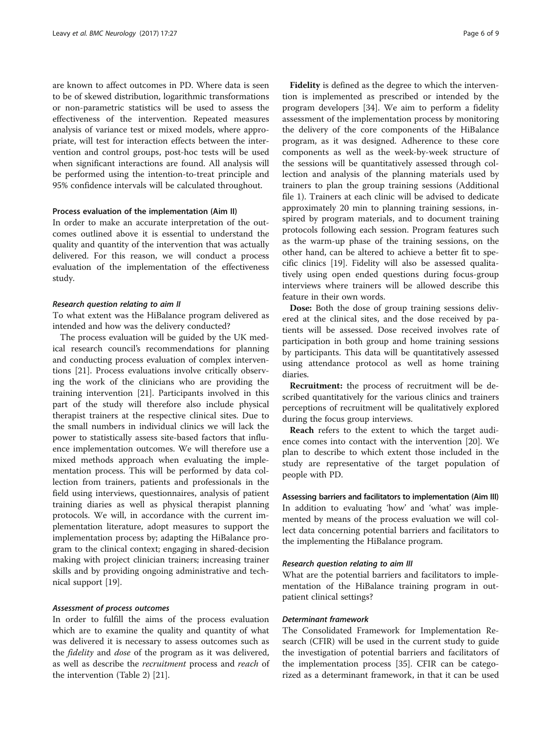are known to affect outcomes in PD. Where data is seen to be of skewed distribution, logarithmic transformations or non-parametric statistics will be used to assess the effectiveness of the intervention. Repeated measures analysis of variance test or mixed models, where appropriate, will test for interaction effects between the intervention and control groups, post-hoc tests will be used when significant interactions are found. All analysis will be performed using the intention-to-treat principle and 95% confidence intervals will be calculated throughout.

### Process evaluation of the implementation (Aim II)

In order to make an accurate interpretation of the outcomes outlined above it is essential to understand the quality and quantity of the intervention that was actually delivered. For this reason, we will conduct a process evaluation of the implementation of the effectiveness study.

#### *Research question relating to aim II*

To what extent was the HiBalance program delivered as intended and how was the delivery conducted?

The process evaluation will be guided by the UK medical research council's recommendations for planning and conducting process evaluation of complex interventions [21]. Process evaluations involve critically observing the work of the clinicians who are providing the training intervention [21]. Participants involved in this part of the study will therefore also include physical therapist trainers at the respective clinical sites. Due to the small numbers in individual clinics we will lack the power to statistically assess site-based factors that influence implementation outcomes. We will therefore use a mixed methods approach when evaluating the implementation process. This will be performed by data collection from trainers, patients and professionals in the field using interviews, questionnaires, analysis of patient training diaries as well as physical therapist planning protocols. We will, in accordance with the current implementation literature, adopt measures to support the implementation process by; adapting the HiBalance program to the clinical context; engaging in shared-decision making with project clinician trainers; increasing trainer skills and by providing ongoing administrative and technical support [19].

#### *Assessment of process outcomes*

In order to fulfill the aims of the process evaluation which are to examine the quality and quantity of what was delivered it is necessary to assess outcomes such as the *fidelity* and *dose* of the program as it was delivered, as well as describe the *recruitment* process and *reach* of the intervention (Table 2) [21].

**Fidelity** is defined as the degree to which the intervention is implemented as prescribed or intended by the program developers [34]. We aim to perform a fidelity assessment of the implementation process by monitoring the delivery of the core components of the HiBalance program, as it was designed. Adherence to these core components as well as the week-by-week structure of the sessions will be quantitatively assessed through collection and analysis of the planning materials used by trainers to plan the group training sessions (Additional file 1). Trainers at each clinic will be advised to dedicate approximately 20 min to planning training sessions, inspired by program materials, and to document training protocols following each session. Program features such as the warm-up phase of the training sessions, on the other hand, can be altered to achieve a better fit to specific clinics [19]. Fidelity will also be assessed qualitatively using open ended questions during focus-group interviews where trainers will be allowed describe this feature in their own words.

**Dose:** Both the dose of group training sessions delivered at the clinical sites, and the dose received by patients will be assessed. Dose received involves rate of participation in both group and home training sessions by participants. This data will be quantitatively assessed using attendance protocol as well as home training diaries.

**Recruitment:** the process of recruitment will be described quantitatively for the various clinics and trainers perceptions of recruitment will be qualitatively explored during the focus group interviews.

**Reach** refers to the extent to which the target audience comes into contact with the intervention [20]. We plan to describe to which extent those included in the study are representative of the target population of people with PD.

### Assessing barriers and facilitators to implementation (Aim III)

In addition to evaluating 'how' and 'what' was implemented by means of the process evaluation we will collect data concerning potential barriers and facilitators to the implementing the HiBalance program.

#### *Research question relating to aim III*

What are the potential barriers and facilitators to implementation of the HiBalance training program in outpatient clinical settings?

#### *Determinant framework*

The Consolidated Framework for Implementation Research (CFIR) will be used in the current study to guide the investigation of potential barriers and facilitators of the implementation process [35]. CFIR can be categorized as a determinant framework, in that it can be used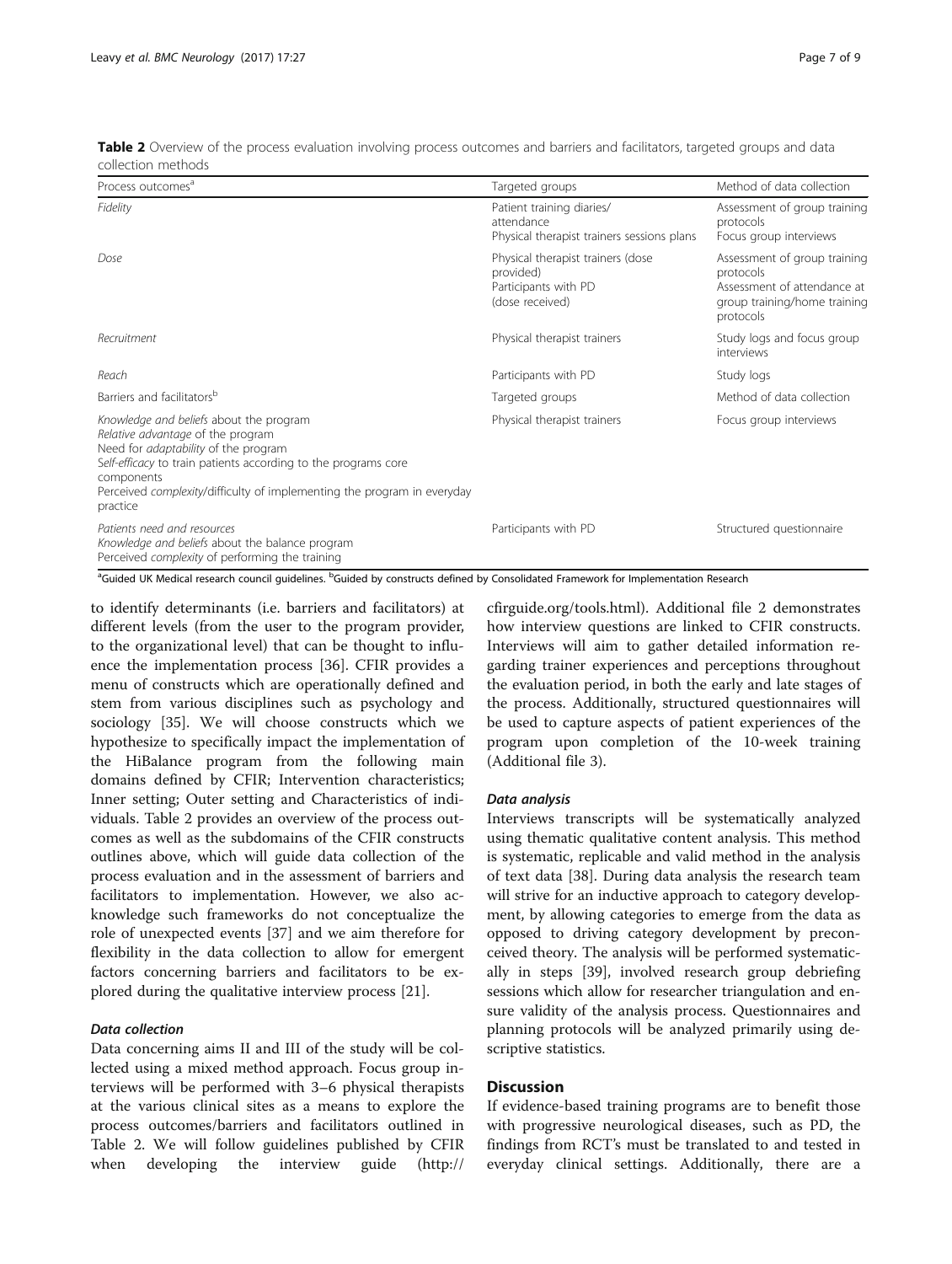**Table 2** Overview of the process evaluation involving process outcomes and barriers and facilitators, targeted groups and data collection methods

| Process outcomes[a] | Targeted groups | Method of data collection |
|---|---|---|
| *Fidelity* | Patient training diaries/ attendance<br>Physical therapist trainers sessions plans | Assessment of group training protocols<br>Focus group interviews |
| *Dose* | Physical therapist trainers (dose provided)<br>Participants with PD (dose received) | Assessment of group training protocols<br>Assessment of attendance at group training/home training protocols |
| *Recruitment* | Physical therapist trainers | Study logs and focus group interviews |
| *Reach* | Participants with PD | Study logs |
| Barriers and facilitators[b] | Targeted groups | Method of data collection |
| *Knowledge and beliefs* about the program<br>*Relative advantage* of the program<br>Need for *adaptability* of the program<br>*Self-efficacy* to train patients according to the programs core components<br>Perceived *complexity*/difficulty of implementing the program in everyday practice | Physical therapist trainers | Focus group interviews |
| *Patients need and resources*<br>*Knowledge and beliefs* about the balance program<br>Perceived *complexity* of performing the training | Participants with PD | Structured questionnaire |

[a]Guided UK Medical research council guidelines. [b]Guided by constructs defined by Consolidated Framework for Implementation Research

to identify determinants (i.e. barriers and facilitators) at different levels (from the user to the program provider, to the organizational level) that can be thought to influence the implementation process [36]. CFIR provides a menu of constructs which are operationally defined and stem from various disciplines such as psychology and sociology [35]. We will choose constructs which we hypothesize to specifically impact the implementation of the HiBalance program from the following main domains defined by CFIR; Intervention characteristics; Inner setting; Outer setting and Characteristics of individuals. Table 2 provides an overview of the process outcomes as well as the subdomains of the CFIR constructs outlines above, which will guide data collection of the process evaluation and in the assessment of barriers and facilitators to implementation. However, we also acknowledge such frameworks do not conceptualize the role of unexpected events [37] and we aim therefore for flexibility in the data collection to allow for emergent factors concerning barriers and facilitators to be explored during the qualitative interview process [21].

#### *Data collection*

Data concerning aims II and III of the study will be collected using a mixed method approach. Focus group interviews will be performed with 3–6 physical therapists at the various clinical sites as a means to explore the process outcomes/barriers and facilitators outlined in Table 2. We will follow guidelines published by CFIR when developing the interview guide (http://cfirguide.org/tools.html). Additional file 2 demonstrates how interview questions are linked to CFIR constructs. Interviews will aim to gather detailed information regarding trainer experiences and perceptions throughout the evaluation period, in both the early and late stages of the process. Additionally, structured questionnaires will be used to capture aspects of patient experiences of the program upon completion of the 10-week training (Additional file 3).

#### *Data analysis*

Interviews transcripts will be systematically analyzed using thematic qualitative content analysis. This method is systematic, replicable and valid method in the analysis of text data [38]. During data analysis the research team will strive for an inductive approach to category development, by allowing categories to emerge from the data as opposed to driving category development by preconceived theory. The analysis will be performed systematically in steps [39], involved research group debriefing sessions which allow for researcher triangulation and ensure validity of the analysis process. Questionnaires and planning protocols will be analyzed primarily using descriptive statistics.

## Discussion

If evidence-based training programs are to benefit those with progressive neurological diseases, such as PD, the findings from RCT's must be translated to and tested in everyday clinical settings. Additionally, there are a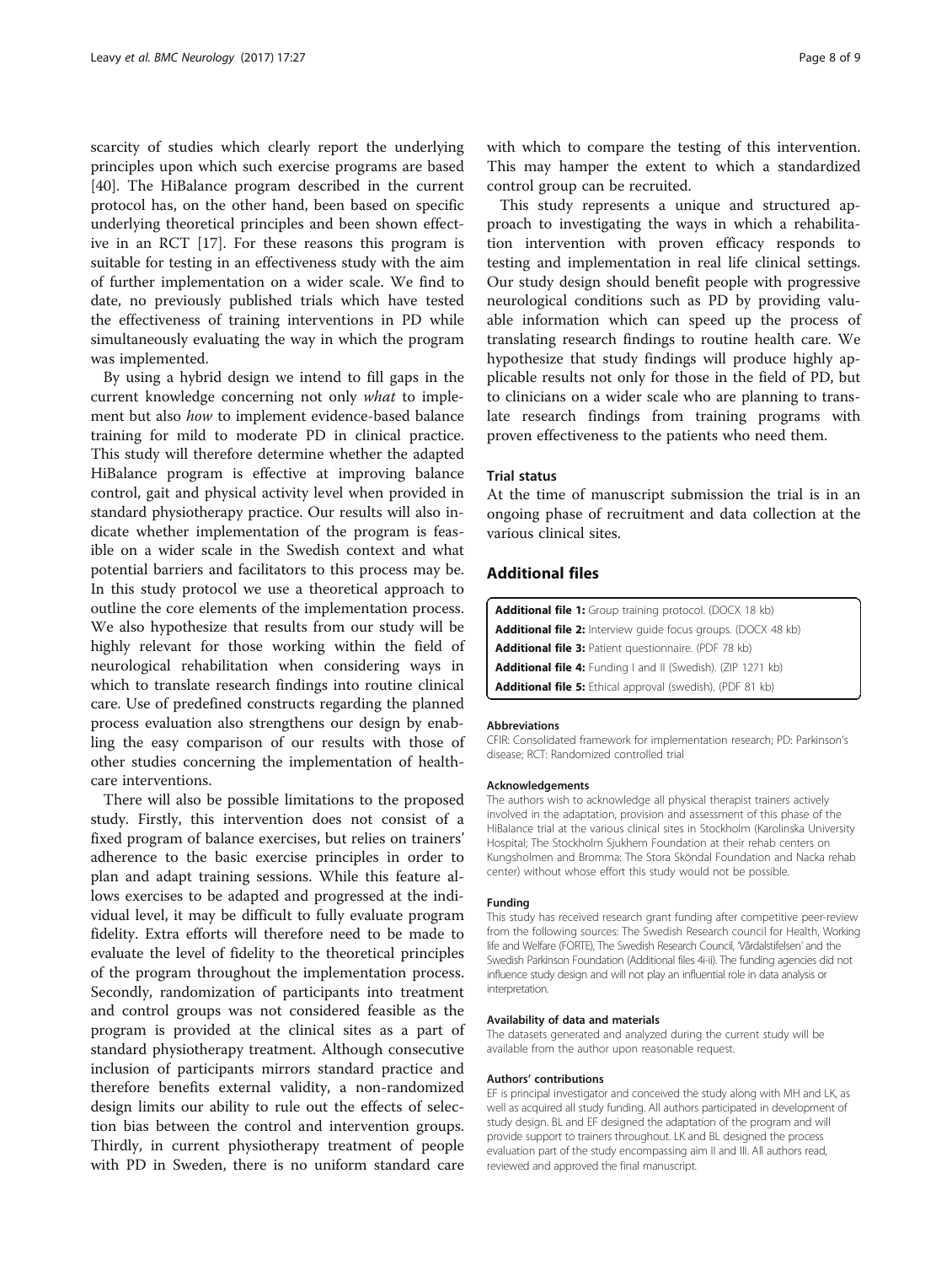scarcity of studies which clearly report the underlying principles upon which such exercise programs are based [40]. The HiBalance program described in the current protocol has, on the other hand, been based on specific underlying theoretical principles and been shown effective in an RCT [17]. For these reasons this program is suitable for testing in an effectiveness study with the aim of further implementation on a wider scale. We find to date, no previously published trials which have tested the effectiveness of training interventions in PD while simultaneously evaluating the way in which the program was implemented.

By using a hybrid design we intend to fill gaps in the current knowledge concerning not only *what* to implement but also *how* to implement evidence-based balance training for mild to moderate PD in clinical practice. This study will therefore determine whether the adapted HiBalance program is effective at improving balance control, gait and physical activity level when provided in standard physiotherapy practice. Our results will also indicate whether implementation of the program is feasible on a wider scale in the Swedish context and what potential barriers and facilitators to this process may be. In this study protocol we use a theoretical approach to outline the core elements of the implementation process. We also hypothesize that results from our study will be highly relevant for those working within the field of neurological rehabilitation when considering ways in which to translate research findings into routine clinical care. Use of predefined constructs regarding the planned process evaluation also strengthens our design by enabling the easy comparison of our results with those of other studies concerning the implementation of healthcare interventions.

There will also be possible limitations to the proposed study. Firstly, this intervention does not consist of a fixed program of balance exercises, but relies on trainers' adherence to the basic exercise principles in order to plan and adapt training sessions. While this feature allows exercises to be adapted and progressed at the individual level, it may be difficult to fully evaluate program fidelity. Extra efforts will therefore need to be made to evaluate the level of fidelity to the theoretical principles of the program throughout the implementation process. Secondly, randomization of participants into treatment and control groups was not considered feasible as the program is provided at the clinical sites as a part of standard physiotherapy treatment. Although consecutive inclusion of participants mirrors standard practice and therefore benefits external validity, a non-randomized design limits our ability to rule out the effects of selection bias between the control and intervention groups. Thirdly, in current physiotherapy treatment of people with PD in Sweden, there is no uniform standard care with which to compare the testing of this intervention. This may hamper the extent to which a standardized control group can be recruited.

This study represents a unique and structured approach to investigating the ways in which a rehabilitation intervention with proven efficacy responds to testing and implementation in real life clinical settings. Our study design should benefit people with progressive neurological conditions such as PD by providing valuable information which can speed up the process of translating research findings to routine health care. We hypothesize that study findings will produce highly applicable results not only for those in the field of PD, but to clinicians on a wider scale who are planning to translate research findings from training programs with proven effectiveness to the patients who need them.

### Trial status

At the time of manuscript submission the trial is in an ongoing phase of recruitment and data collection at the various clinical sites.

## Additional files

**Additional file 1:** Group training protocol. (DOCX 18 kb)
**Additional file 2:** Interview guide focus groups. (DOCX 48 kb)
**Additional file 3:** Patient questionnaire. (PDF 78 kb)
**Additional file 4:** Funding I and II (Swedish). (ZIP 1271 kb)
**Additional file 5:** Ethical approval (swedish). (PDF 81 kb)

#### Abbreviations

CFIR: Consolidated framework for implementation research; PD: Parkinson's disease; RCT: Randomized controlled trial

#### Acknowledgements

The authors wish to acknowledge all physical therapist trainers actively involved in the adaptation, provision and assessment of this phase of the HiBalance trial at the various clinical sites in Stockholm (Karolinska University Hospital; The Stockholm Sjukhem Foundation at their rehab centers on Kungsholmen and Bromma: The Stora Sköndal Foundation and Nacka rehab center) without whose effort this study would not be possible.

#### Funding

This study has received research grant funding after competitive peer-review from the following sources: The Swedish Research council for Health, Working life and Welfare (FORTE), The Swedish Research Council, 'Vårdalstifelsen' and the Swedish Parkinson Foundation (Additional files 4i-ii). The funding agencies did not influence study design and will not play an influential role in data analysis or interpretation.

#### Availability of data and materials

The datasets generated and analyzed during the current study will be available from the author upon reasonable request.

#### Authors' contributions

EF is principal investigator and conceived the study along with MH and LK, as well as acquired all study funding. All authors participated in development of study design. BL and EF designed the adaptation of the program and will provide support to trainers throughout. LK and BL designed the process evaluation part of the study encompassing aim II and III. All authors read, reviewed and approved the final manuscript.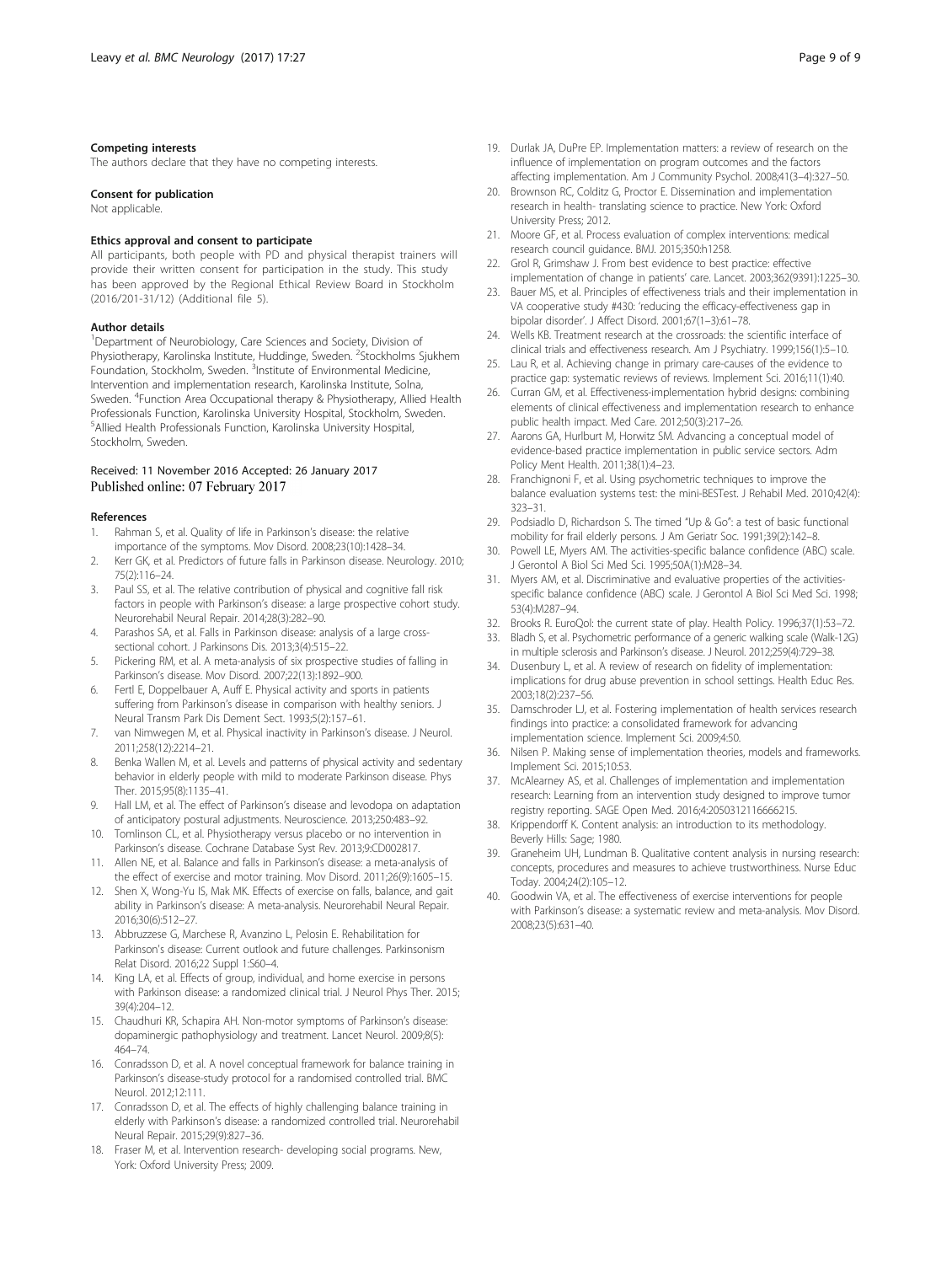## Competing interests

The authors declare that they have no competing interests.

## Consent for publication

Not applicable.

## Ethics approval and consent to participate

All participants, both people with PD and physical therapist trainers will provide their written consent for participation in the study. This study has been approved by the Regional Ethical Review Board in Stockholm (2016/201-31/12) (Additional file 5).

## Author details

[1]Department of Neurobiology, Care Sciences and Society, Division of Physiotherapy, Karolinska Institute, Huddinge, Sweden. [2]Stockholms Sjukhem Foundation, Stockholm, Sweden. [3]Institute of Environmental Medicine, Intervention and implementation research, Karolinska Institute, Solna, Sweden. [4]Function Area Occupational therapy & Physiotherapy, Allied Health Professionals Function, Karolinska University Hospital, Stockholm, Sweden. [5]Allied Health Professionals Function, Karolinska University Hospital, Stockholm, Sweden.

Received: 11 November 2016 Accepted: 26 January 2017
Published online: 07 February 2017

## References

1. Rahman S, et al. Quality of life in Parkinson's disease: the relative importance of the symptoms. Mov Disord. 2008;23(10):1428–34.
2. Kerr GK, et al. Predictors of future falls in Parkinson disease. Neurology. 2010; 75(2):116–24.
3. Paul SS, et al. The relative contribution of physical and cognitive fall risk factors in people with Parkinson's disease: a large prospective cohort study. Neurorehabil Neural Repair. 2014;28(3):282–90.
4. Parashos SA, et al. Falls in Parkinson disease: analysis of a large cross-sectional cohort. J Parkinsons Dis. 2013;3(4):515–22.
5. Pickering RM, et al. A meta-analysis of six prospective studies of falling in Parkinson's disease. Mov Disord. 2007;22(13):1892–900.
6. Fertl E, Doppelbauer A, Auff E. Physical activity and sports in patients suffering from Parkinson's disease in comparison with healthy seniors. J Neural Transm Park Dis Dement Sect. 1993;5(2):157–61.
7. van Nimwegen M, et al. Physical inactivity in Parkinson's disease. J Neurol. 2011;258(12):2214–21.
8. Benka Wallen M, et al. Levels and patterns of physical activity and sedentary behavior in elderly people with mild to moderate Parkinson disease. Phys Ther. 2015;95(8):1135–41.
9. Hall LM, et al. The effect of Parkinson's disease and levodopa on adaptation of anticipatory postural adjustments. Neuroscience. 2013;250:483–92.
10. Tomlinson CL, et al. Physiotherapy versus placebo or no intervention in Parkinson's disease. Cochrane Database Syst Rev. 2013;9:CD002817.
11. Allen NE, et al. Balance and falls in Parkinson's disease: a meta-analysis of the effect of exercise and motor training. Mov Disord. 2011;26(9):1605–15.
12. Shen X, Wong-Yu IS, Mak MK. Effects of exercise on falls, balance, and gait ability in Parkinson's disease: A meta-analysis. Neurorehabil Neural Repair. 2016;30(6):512–27.
13. Abbruzzese G, Marchese R, Avanzino L, Pelosin E. Rehabilitation for Parkinson's disease: Current outlook and future challenges. Parkinsonism Relat Disord. 2016;22 Suppl 1:S60–4.
14. King LA, et al. Effects of group, individual, and home exercise in persons with Parkinson disease: a randomized clinical trial. J Neurol Phys Ther. 2015; 39(4):204–12.
15. Chaudhuri KR, Schapira AH. Non-motor symptoms of Parkinson's disease: dopaminergic pathophysiology and treatment. Lancet Neurol. 2009;8(5): 464–74.
16. Conradsson D, et al. A novel conceptual framework for balance training in Parkinson's disease-study protocol for a randomised controlled trial. BMC Neurol. 2012;12:111.
17. Conradsson D, et al. The effects of highly challenging balance training in elderly with Parkinson's disease: a randomized controlled trial. Neurorehabil Neural Repair. 2015;29(9):827–36.
18. Fraser M, et al. Intervention research- developing social programs. New, York: Oxford University Press; 2009.
19. Durlak JA, DuPre EP. Implementation matters: a review of research on the influence of implementation on program outcomes and the factors affecting implementation. Am J Community Psychol. 2008;41(3–4):327–50.
20. Brownson RC, Colditz G, Proctor E. Dissemination and implementation research in health- translating science to practice. New York: Oxford University Press; 2012.
21. Moore GF, et al. Process evaluation of complex interventions: medical research council guidance. BMJ. 2015;350:h1258.
22. Grol R, Grimshaw J. From best evidence to best practice: effective implementation of change in patients' care. Lancet. 2003;362(9391):1225–30.
23. Bauer MS, et al. Principles of effectiveness trials and their implementation in VA cooperative study #430: 'reducing the efficacy-effectiveness gap in bipolar disorder'. J Affect Disord. 2001;67(1–3):61–78.
24. Wells KB. Treatment research at the crossroads: the scientific interface of clinical trials and effectiveness research. Am J Psychiatry. 1999;156(1):5–10.
25. Lau R, et al. Achieving change in primary care-causes of the evidence to practice gap: systematic reviews of reviews. Implement Sci. 2016;11(1):40.
26. Curran GM, et al. Effectiveness-implementation hybrid designs: combining elements of clinical effectiveness and implementation research to enhance public health impact. Med Care. 2012;50(3):217–26.
27. Aarons GA, Hurlburt M, Horwitz SM. Advancing a conceptual model of evidence-based practice implementation in public service sectors. Adm Policy Ment Health. 2011;38(1):4–23.
28. Franchignoni F, et al. Using psychometric techniques to improve the balance evaluation systems test: the mini-BESTest. J Rehabil Med. 2010;42(4): 323–31.
29. Podsiadlo D, Richardson S. The timed "Up & Go": a test of basic functional mobility for frail elderly persons. J Am Geriatr Soc. 1991;39(2):142–8.
30. Powell LE, Myers AM. The activities-specific balance confidence (ABC) scale. J Gerontol A Biol Sci Med Sci. 1995;50A(1):M28–34.
31. Myers AM, et al. Discriminative and evaluative properties of the activities-specific balance confidence (ABC) scale. J Gerontol A Biol Sci Med Sci. 1998; 53(4):M287–94.
32. Brooks R. EuroQol: the current state of play. Health Policy. 1996;37(1):53–72.
33. Bladh S, et al. Psychometric performance of a generic walking scale (Walk-12G) in multiple sclerosis and Parkinson's disease. J Neurol. 2012;259(4):729–38.
34. Dusenbury L, et al. A review of research on fidelity of implementation: implications for drug abuse prevention in school settings. Health Educ Res. 2003;18(2):237–56.
35. Damschroder LJ, et al. Fostering implementation of health services research findings into practice: a consolidated framework for advancing implementation science. Implement Sci. 2009;4:50.
36. Nilsen P. Making sense of implementation theories, models and frameworks. Implement Sci. 2015;10:53.
37. McAlearney AS, et al. Challenges of implementation and implementation research: Learning from an intervention study designed to improve tumor registry reporting. SAGE Open Med. 2016;4:2050312116666215.
38. Krippendorff K. Content analysis: an introduction to its methodology. Beverly Hills: Sage; 1980.
39. Graneheim UH, Lundman B. Qualitative content analysis in nursing research: concepts, procedures and measures to achieve trustworthiness. Nurse Educ Today. 2004;24(2):105–12.
40. Goodwin VA, et al. The effectiveness of exercise interventions for people with Parkinson's disease: a systematic review and meta-analysis. Mov Disord. 2008;23(5):631–40.